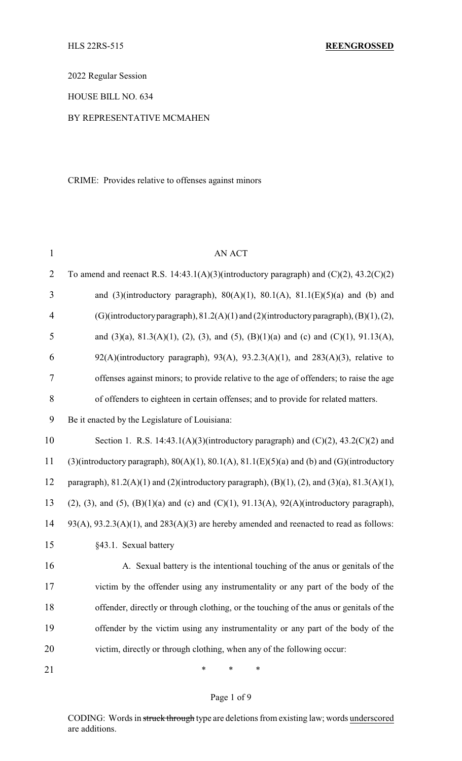HLS 22RS-515 **REENGROSSED**

2022 Regular Session

HOUSE BILL NO. 634

BY REPRESENTATIVE MCMAHEN

CRIME: Provides relative to offenses against minors

AN ACT

To amend and reenact R.S. 14:43.1(A)(3)(introductory paragraph) and (C)(2), 43.2(C)(2) and (3)(introductory paragraph), 80(A)(1), 80.1(A), 81.1(E)(5)(a) and (b) and (G)(introductory paragraph), 81.2(A)(1) and (2)(introductory paragraph), (B)(1), (2), and (3)(a), 81.3(A)(1), (2), (3), and (5), (B)(1)(a) and (c) and (C)(1), 91.13(A), 92(A)(introductory paragraph), 93(A), 93.2.3(A)(1), and 283(A)(3), relative to offenses against minors; to provide relative to the age of offenders; to raise the age of offenders to eighteen in certain offenses; and to provide for related matters.

Be it enacted by the Legislature of Louisiana:

Section 1. R.S. 14:43.1(A)(3)(introductory paragraph) and (C)(2), 43.2(C)(2) and (3)(introductory paragraph), 80(A)(1), 80.1(A), 81.1(E)(5)(a) and (b) and (G)(introductory paragraph), 81.2(A)(1) and (2)(introductory paragraph), (B)(1), (2), and (3)(a), 81.3(A)(1), (2), (3), and (5), (B)(1)(a) and (c) and (C)(1), 91.13(A), 92(A)(introductory paragraph), 93(A), 93.2.3(A)(1), and 283(A)(3) are hereby amended and reenacted to read as follows:

§43.1. Sexual battery

A. Sexual battery is the intentional touching of the anus or genitals of the victim by the offender using any instrumentality or any part of the body of the offender, directly or through clothing, or the touching of the anus or genitals of the offender by the victim using any instrumentality or any part of the body of the victim, directly or through clothing, when any of the following occur:

\* \* \*

CODING: Words in ~~struck through~~ type are deletions from existing law; words underscored are additions.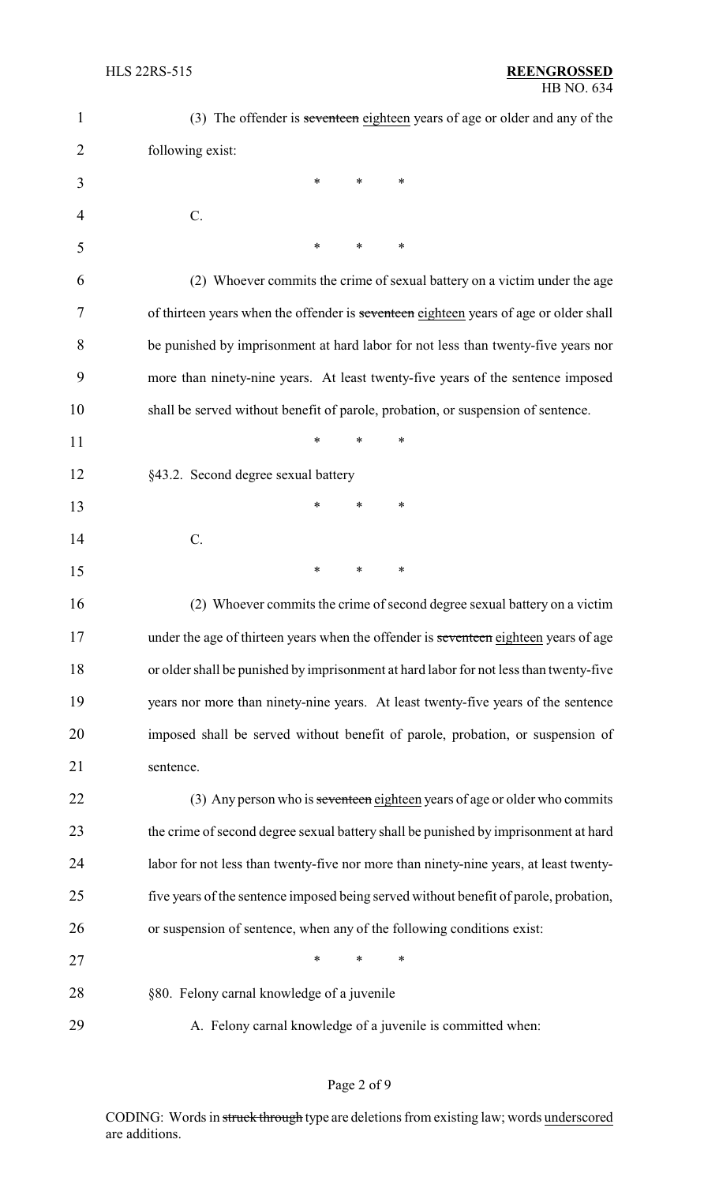(3) The offender is ~~seventeen~~ eighteen years of age or older and any of the following exist:

\* \* \*

C.

\* \* \*

(2) Whoever commits the crime of sexual battery on a victim under the age of thirteen years when the offender is ~~seventeen~~ eighteen years of age or older shall be punished by imprisonment at hard labor for not less than twenty-five years nor more than ninety-nine years. At least twenty-five years of the sentence imposed shall be served without benefit of parole, probation, or suspension of sentence.

\* \* \*

§43.2. Second degree sexual battery

\* \* \*

C.

\* \* \*

(2) Whoever commits the crime of second degree sexual battery on a victim under the age of thirteen years when the offender is ~~seventeen~~ eighteen years of age or older shall be punished by imprisonment at hard labor for not less than twenty-five years nor more than ninety-nine years. At least twenty-five years of the sentence imposed shall be served without benefit of parole, probation, or suspension of sentence.

(3) Any person who is ~~seventeen~~ eighteen years of age or older who commits the crime of second degree sexual battery shall be punished by imprisonment at hard labor for not less than twenty-five nor more than ninety-nine years, at least twenty-five years of the sentence imposed being served without benefit of parole, probation, or suspension of sentence, when any of the following conditions exist:

\* \* \*

§80. Felony carnal knowledge of a juvenile

A. Felony carnal knowledge of a juvenile is committed when:

CODING: Words in ~~struck through~~ type are deletions from existing law; words underscored are additions.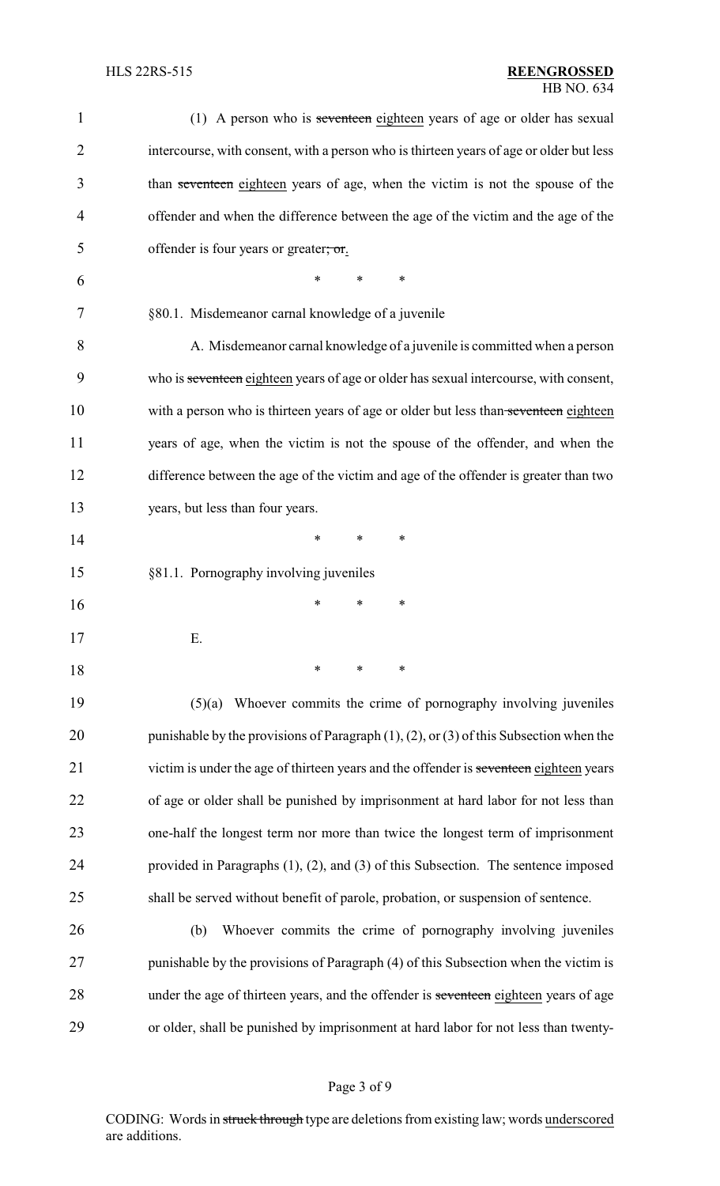(1) A person who is ~~seventeen~~ eighteen years of age or older has sexual intercourse, with consent, with a person who is thirteen years of age or older but less than ~~seventeen~~ eighteen years of age, when the victim is not the spouse of the offender and when the difference between the age of the victim and the age of the offender is four years or greater~~; or~~.

\* \* \*

§80.1. Misdemeanor carnal knowledge of a juvenile

A. Misdemeanor carnal knowledge of a juvenile is committed when a person who is ~~seventeen~~ eighteen years of age or older has sexual intercourse, with consent, with a person who is thirteen years of age or older but less than ~~seventeen~~ eighteen years of age, when the victim is not the spouse of the offender, and when the difference between the age of the victim and age of the offender is greater than two years, but less than four years.

\* \* \*

§81.1. Pornography involving juveniles

\* \* \*

E.

\* \* \*

(5)(a) Whoever commits the crime of pornography involving juveniles punishable by the provisions of Paragraph (1), (2), or (3) of this Subsection when the victim is under the age of thirteen years and the offender is ~~seventeen~~ eighteen years of age or older shall be punished by imprisonment at hard labor for not less than one-half the longest term nor more than twice the longest term of imprisonment provided in Paragraphs (1), (2), and (3) of this Subsection. The sentence imposed shall be served without benefit of parole, probation, or suspension of sentence.

(b) Whoever commits the crime of pornography involving juveniles punishable by the provisions of Paragraph (4) of this Subsection when the victim is under the age of thirteen years, and the offender is ~~seventeen~~ eighteen years of age or older, shall be punished by imprisonment at hard labor for not less than twenty-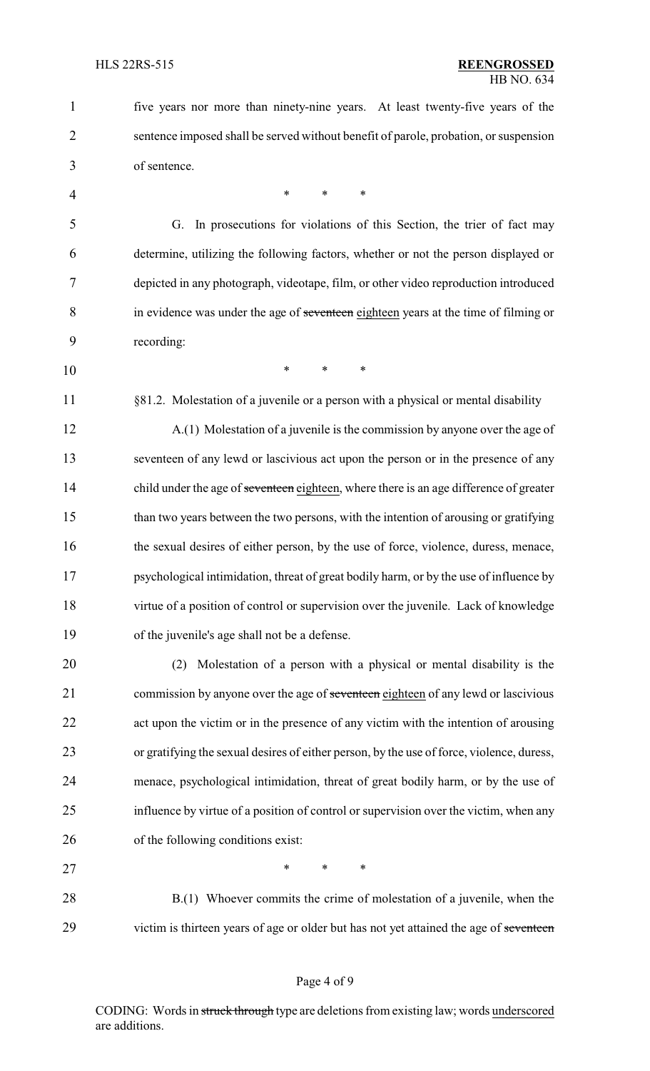five years nor more than ninety-nine years. At least twenty-five years of the sentence imposed shall be served without benefit of parole, probation, or suspension of sentence.

\* \* \*

G. In prosecutions for violations of this Section, the trier of fact may determine, utilizing the following factors, whether or not the person displayed or depicted in any photograph, videotape, film, or other video reproduction introduced in evidence was under the age of ~~seventeen~~ eighteen years at the time of filming or recording:

\* \* \*

§81.2. Molestation of a juvenile or a person with a physical or mental disability

A.(1) Molestation of a juvenile is the commission by anyone over the age of seventeen of any lewd or lascivious act upon the person or in the presence of any child under the age of ~~seventeen~~ eighteen, where there is an age difference of greater than two years between the two persons, with the intention of arousing or gratifying the sexual desires of either person, by the use of force, violence, duress, menace, psychological intimidation, threat of great bodily harm, or by the use of influence by virtue of a position of control or supervision over the juvenile. Lack of knowledge of the juvenile's age shall not be a defense.

(2) Molestation of a person with a physical or mental disability is the commission by anyone over the age of ~~seventeen~~ eighteen of any lewd or lascivious act upon the victim or in the presence of any victim with the intention of arousing or gratifying the sexual desires of either person, by the use of force, violence, duress, menace, psychological intimidation, threat of great bodily harm, or by the use of influence by virtue of a position of control or supervision over the victim, when any of the following conditions exist:

\* \* \*

B.(1) Whoever commits the crime of molestation of a juvenile, when the victim is thirteen years of age or older but has not yet attained the age of ~~seventeen~~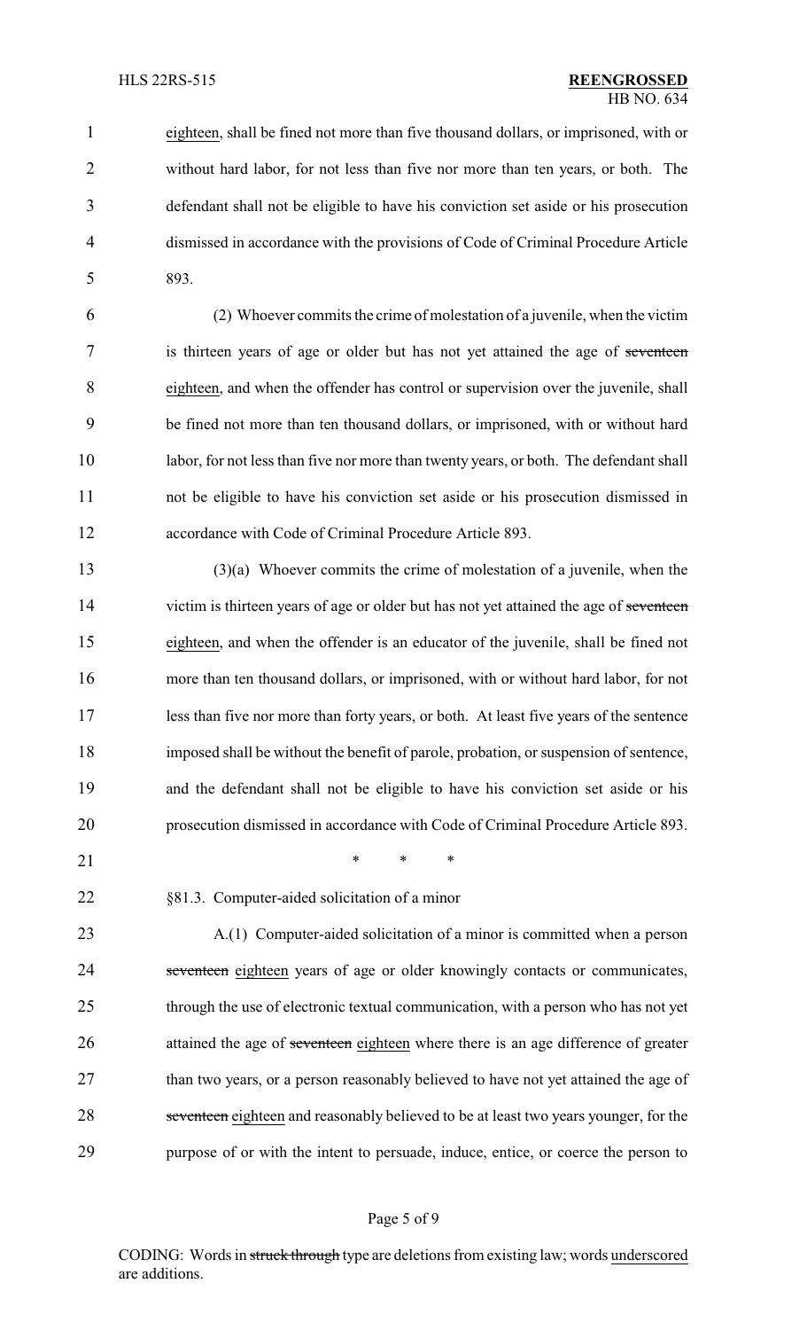eighteen, shall be fined not more than five thousand dollars, or imprisoned, with or without hard labor, for not less than five nor more than ten years, or both. The defendant shall not be eligible to have his conviction set aside or his prosecution dismissed in accordance with the provisions of Code of Criminal Procedure Article 893.

(2) Whoever commits the crime of molestation of a juvenile, when the victim is thirteen years of age or older but has not yet attained the age of ~~seventeen~~ eighteen, and when the offender has control or supervision over the juvenile, shall be fined not more than ten thousand dollars, or imprisoned, with or without hard labor, for not less than five nor more than twenty years, or both. The defendant shall not be eligible to have his conviction set aside or his prosecution dismissed in accordance with Code of Criminal Procedure Article 893.

(3)(a) Whoever commits the crime of molestation of a juvenile, when the victim is thirteen years of age or older but has not yet attained the age of ~~seventeen~~ eighteen, and when the offender is an educator of the juvenile, shall be fined not more than ten thousand dollars, or imprisoned, with or without hard labor, for not less than five nor more than forty years, or both. At least five years of the sentence imposed shall be without the benefit of parole, probation, or suspension of sentence, and the defendant shall not be eligible to have his conviction set aside or his prosecution dismissed in accordance with Code of Criminal Procedure Article 893.

\* \* \*

§81.3. Computer-aided solicitation of a minor

A.(1) Computer-aided solicitation of a minor is committed when a person ~~seventeen~~ eighteen years of age or older knowingly contacts or communicates, through the use of electronic textual communication, with a person who has not yet attained the age of ~~seventeen~~ eighteen where there is an age difference of greater than two years, or a person reasonably believed to have not yet attained the age of ~~seventeen~~ eighteen and reasonably believed to be at least two years younger, for the purpose of or with the intent to persuade, induce, entice, or coerce the person to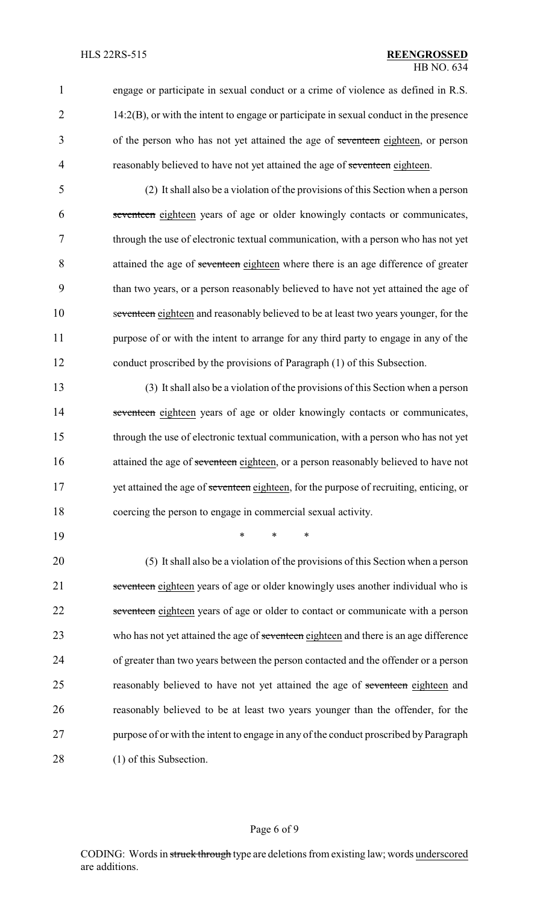engage or participate in sexual conduct or a crime of violence as defined in R.S. 14:2(B), or with the intent to engage or participate in sexual conduct in the presence of the person who has not yet attained the age of ~~seventeen~~ eighteen, or person reasonably believed to have not yet attained the age of ~~seventeen~~ eighteen.

(2) It shall also be a violation of the provisions of this Section when a person ~~seventeen~~ eighteen years of age or older knowingly contacts or communicates, through the use of electronic textual communication, with a person who has not yet attained the age of ~~seventeen~~ eighteen where there is an age difference of greater than two years, or a person reasonably believed to have not yet attained the age of ~~seventeen~~ eighteen and reasonably believed to be at least two years younger, for the purpose of or with the intent to arrange for any third party to engage in any of the conduct proscribed by the provisions of Paragraph (1) of this Subsection.

(3) It shall also be a violation of the provisions of this Section when a person ~~seventeen~~ eighteen years of age or older knowingly contacts or communicates, through the use of electronic textual communication, with a person who has not yet attained the age of ~~seventeen~~ eighteen, or a person reasonably believed to have not yet attained the age of ~~seventeen~~ eighteen, for the purpose of recruiting, enticing, or coercing the person to engage in commercial sexual activity.

\* \* \*

(5) It shall also be a violation of the provisions of this Section when a person ~~seventeen~~ eighteen years of age or older knowingly uses another individual who is ~~seventeen~~ eighteen years of age or older to contact or communicate with a person who has not yet attained the age of ~~seventeen~~ eighteen and there is an age difference of greater than two years between the person contacted and the offender or a person reasonably believed to have not yet attained the age of ~~seventeen~~ eighteen and reasonably believed to be at least two years younger than the offender, for the purpose of or with the intent to engage in any of the conduct proscribed by Paragraph (1) of this Subsection.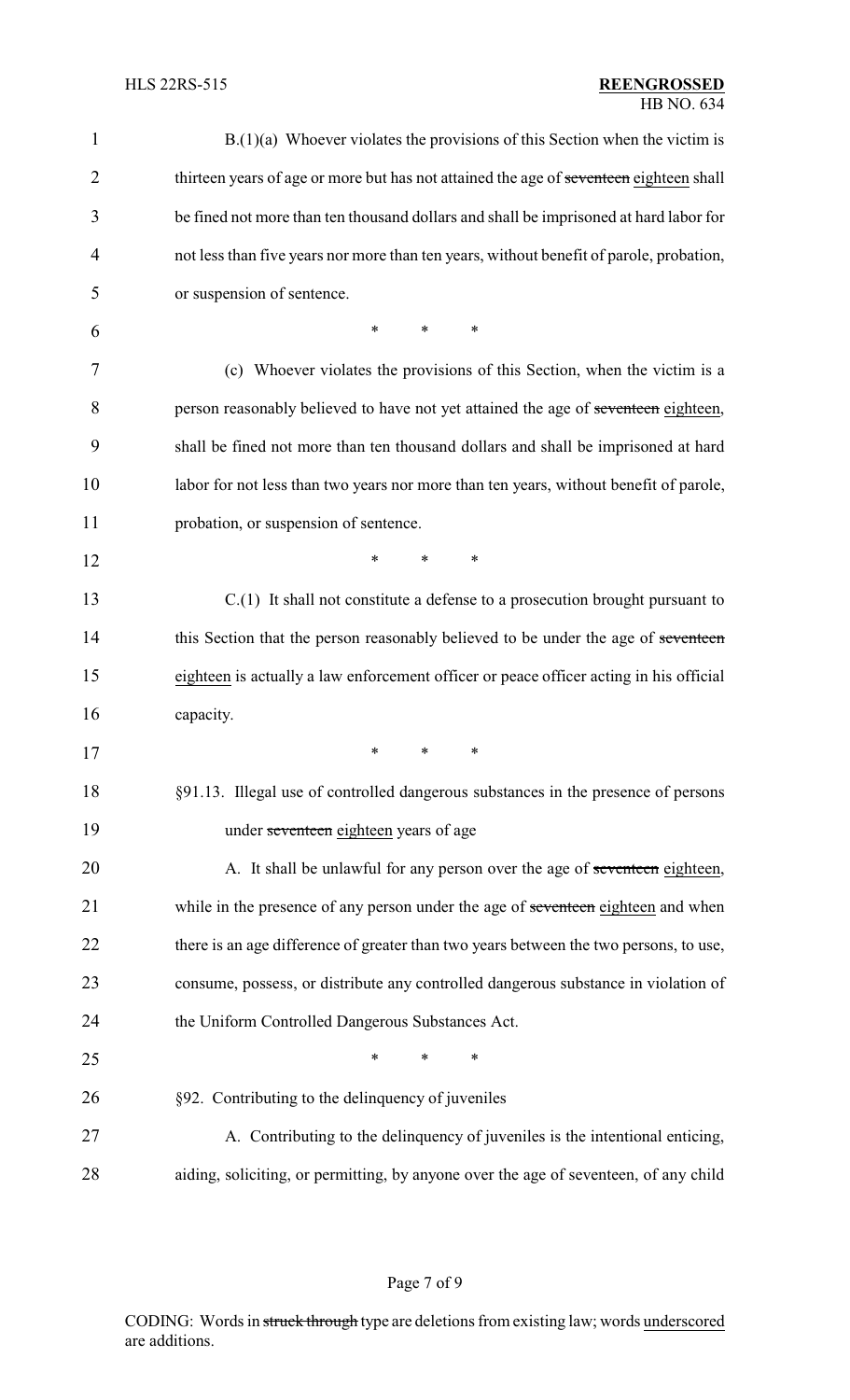B.(1)(a) Whoever violates the provisions of this Section when the victim is thirteen years of age or more but has not attained the age of ~~seventeen~~ eighteen shall be fined not more than ten thousand dollars and shall be imprisoned at hard labor for not less than five years nor more than ten years, without benefit of parole, probation, or suspension of sentence.

\* \* \*

(c) Whoever violates the provisions of this Section, when the victim is a person reasonably believed to have not yet attained the age of ~~seventeen~~ eighteen, shall be fined not more than ten thousand dollars and shall be imprisoned at hard labor for not less than two years nor more than ten years, without benefit of parole, probation, or suspension of sentence.

\* \* \*

C.(1) It shall not constitute a defense to a prosecution brought pursuant to this Section that the person reasonably believed to be under the age of ~~seventeen~~ eighteen is actually a law enforcement officer or peace officer acting in his official capacity.

\* \* \*

§91.13. Illegal use of controlled dangerous substances in the presence of persons under ~~seventeen~~ eighteen years of age

A. It shall be unlawful for any person over the age of ~~seventeen~~ eighteen, while in the presence of any person under the age of ~~seventeen~~ eighteen and when there is an age difference of greater than two years between the two persons, to use, consume, possess, or distribute any controlled dangerous substance in violation of the Uniform Controlled Dangerous Substances Act.

\* \* \*

§92. Contributing to the delinquency of juveniles

A. Contributing to the delinquency of juveniles is the intentional enticing, aiding, soliciting, or permitting, by anyone over the age of seventeen, of any child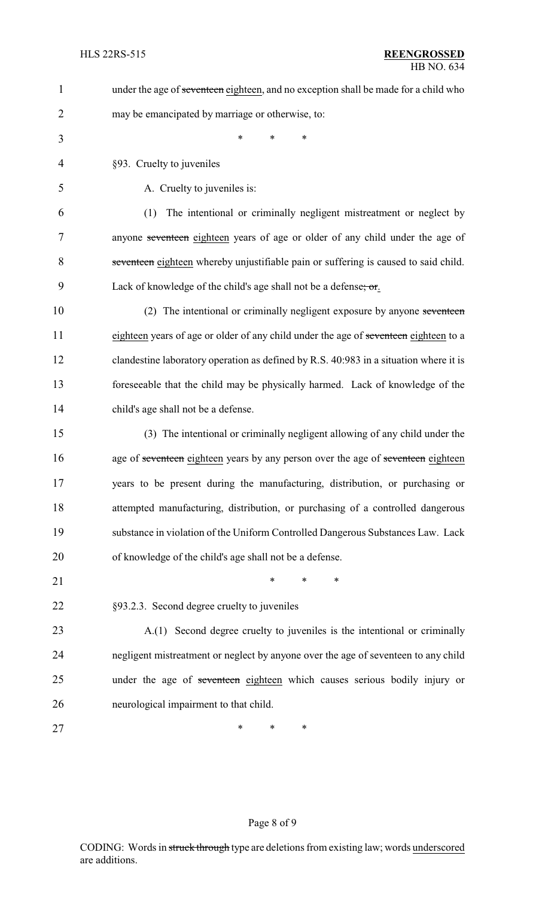under the age of ~~seventeen~~ eighteen, and no exception shall be made for a child who may be emancipated by marriage or otherwise, to:

\* \* \*

§93. Cruelty to juveniles

A. Cruelty to juveniles is:

(1) The intentional or criminally negligent mistreatment or neglect by anyone ~~seventeen~~ eighteen years of age or older of any child under the age of ~~seventeen~~ eighteen whereby unjustifiable pain or suffering is caused to said child. Lack of knowledge of the child's age shall not be a defense~~; or~~.

(2) The intentional or criminally negligent exposure by anyone ~~seventeen~~ eighteen years of age or older of any child under the age of ~~seventeen~~ eighteen to a clandestine laboratory operation as defined by R.S. 40:983 in a situation where it is foreseeable that the child may be physically harmed. Lack of knowledge of the child's age shall not be a defense.

(3) The intentional or criminally negligent allowing of any child under the age of ~~seventeen~~ eighteen years by any person over the age of ~~seventeen~~ eighteen years to be present during the manufacturing, distribution, or purchasing or attempted manufacturing, distribution, or purchasing of a controlled dangerous substance in violation of the Uniform Controlled Dangerous Substances Law. Lack of knowledge of the child's age shall not be a defense.

\* \* \*

§93.2.3. Second degree cruelty to juveniles

A.(1) Second degree cruelty to juveniles is the intentional or criminally negligent mistreatment or neglect by anyone over the age of seventeen to any child under the age of ~~seventeen~~ eighteen which causes serious bodily injury or neurological impairment to that child.

\* \* \*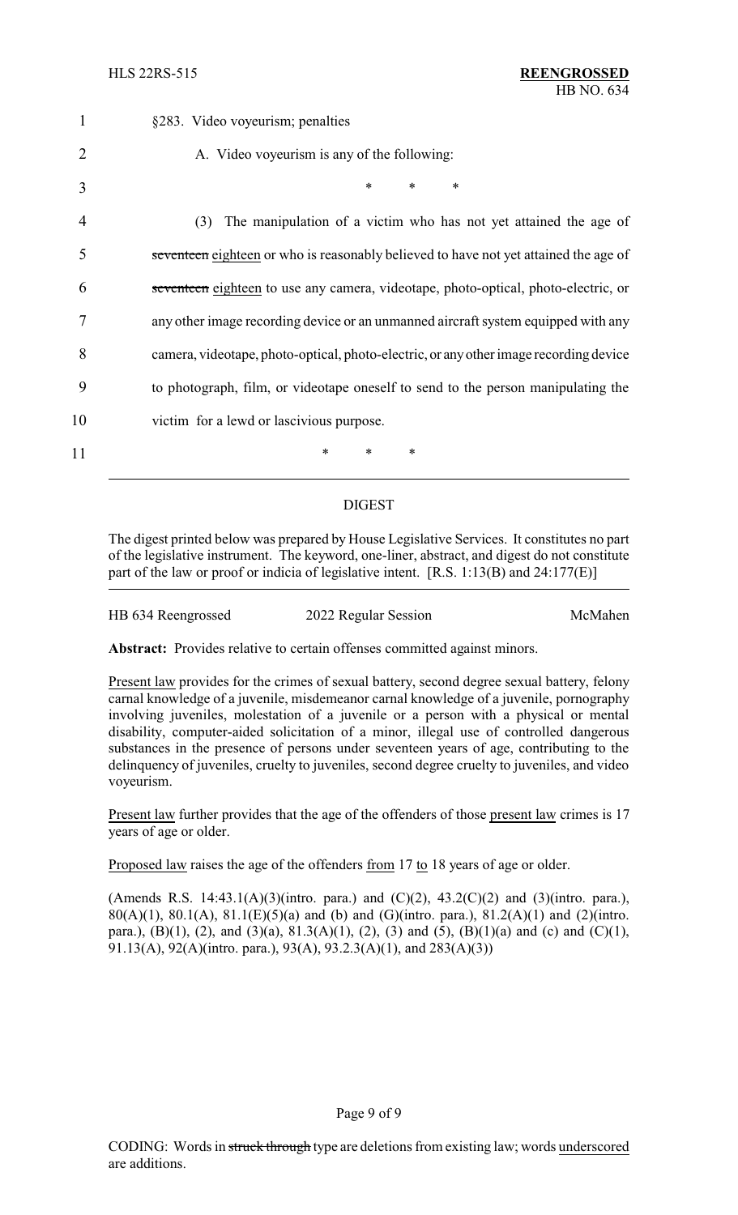§283. Video voyeurism; penalties

A. Video voyeurism is any of the following:

\* \* \*

(3) The manipulation of a victim who has not yet attained the age of ~~seventeen~~ eighteen or who is reasonably believed to have not yet attained the age of ~~seventeen~~ eighteen to use any camera, videotape, photo-optical, photo-electric, or any other image recording device or an unmanned aircraft system equipped with any camera, videotape, photo-optical, photo-electric, or any other image recording device to photograph, film, or videotape oneself to send to the person manipulating the victim for a lewd or lascivious purpose.

\* \* \*

---

DIGEST

The digest printed below was prepared by House Legislative Services. It constitutes no part of the legislative instrument. The keyword, one-liner, abstract, and digest do not constitute part of the law or proof or indicia of legislative intent. [R.S. 1:13(B) and 24:177(E)]

| HB 634 Reengrossed | 2022 Regular Session | McMahen |
|---|---|---|

**Abstract:** Provides relative to certain offenses committed against minors.

Present law provides for the crimes of sexual battery, second degree sexual battery, felony carnal knowledge of a juvenile, misdemeanor carnal knowledge of a juvenile, pornography involving juveniles, molestation of a juvenile or a person with a physical or mental disability, computer-aided solicitation of a minor, illegal use of controlled dangerous substances in the presence of persons under seventeen years of age, contributing to the delinquency of juveniles, cruelty to juveniles, second degree cruelty to juveniles, and video voyeurism.

Present law further provides that the age of the offenders of those present law crimes is 17 years of age or older.

Proposed law raises the age of the offenders from 17 to 18 years of age or older.

(Amends R.S. 14:43.1(A)(3)(intro. para.) and (C)(2), 43.2(C)(2) and (3)(intro. para.), 80(A)(1), 80.1(A), 81.1(E)(5)(a) and (b) and (G)(intro. para.), 81.2(A)(1) and (2)(intro. para.), (B)(1), (2), and (3)(a), 81.3(A)(1), (2), (3) and (5), (B)(1)(a) and (c) and (C)(1), 91.13(A), 92(A)(intro. para.), 93(A), 93.2.3(A)(1), and 283(A)(3))

CODING: Words in ~~struck through~~ type are deletions from existing law; words underscored are additions.